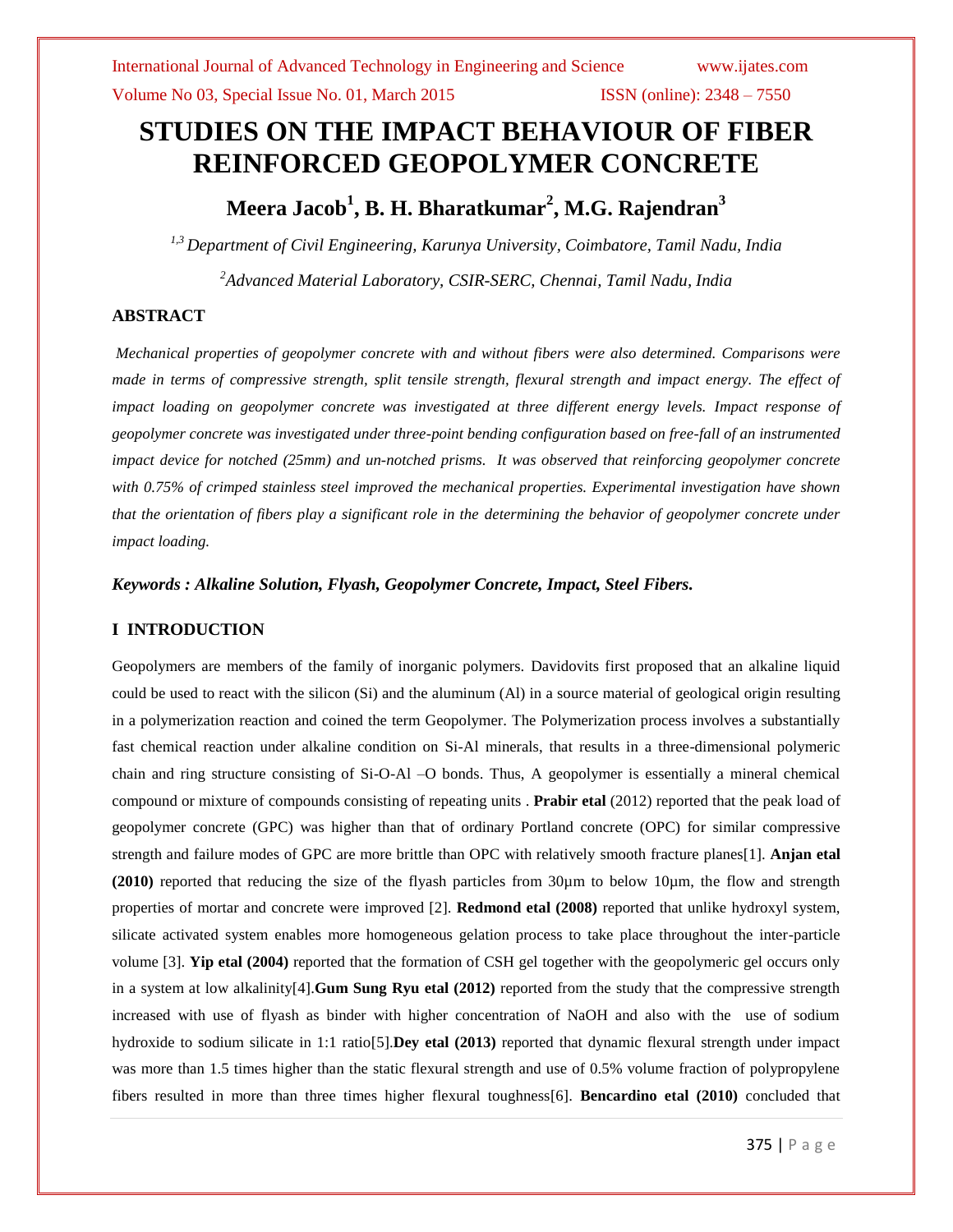# STUDIES ON THE IMPACT BEHAVIOUR OF FIBER REINFORCED GEOPOLYMER CONCRETE

## Meera Jacob[1], B. H. Bharatkumar[2], M.G. Rajendran[3]

*[1,3] Department of Civil Engineering, Karunya University, Coimbatore, Tamil Nadu, India*

*[2] Advanced Material Laboratory, CSIR-SERC, Chennai, Tamil Nadu, India*

### ABSTRACT

*Mechanical properties of geopolymer concrete with and without fibers were also determined. Comparisons were made in terms of compressive strength, split tensile strength, flexural strength and impact energy. The effect of impact loading on geopolymer concrete was investigated at three different energy levels. Impact response of geopolymer concrete was investigated under three-point bending configuration based on free-fall of an instrumented impact device for notched (25mm) and un-notched prisms. It was observed that reinforcing geopolymer concrete with 0.75% of crimped stainless steel improved the mechanical properties. Experimental investigation have shown that the orientation of fibers play a significant role in the determining the behavior of geopolymer concrete under impact loading.*

***Keywords : Alkaline Solution, Flyash, Geopolymer Concrete, Impact, Steel Fibers.***

### I INTRODUCTION

Geopolymers are members of the family of inorganic polymers. Davidovits first proposed that an alkaline liquid could be used to react with the silicon (Si) and the aluminum (Al) in a source material of geological origin resulting in a polymerization reaction and coined the term Geopolymer. The Polymerization process involves a substantially fast chemical reaction under alkaline condition on Si-Al minerals, that results in a three-dimensional polymeric chain and ring structure consisting of Si-O-Al –O bonds. Thus, A geopolymer is essentially a mineral chemical compound or mixture of compounds consisting of repeating units . **Prabir etal** (2012) reported that the peak load of geopolymer concrete (GPC) was higher than that of ordinary Portland concrete (OPC) for similar compressive strength and failure modes of GPC are more brittle than OPC with relatively smooth fracture planes[1]. **Anjan etal (2010)** reported that reducing the size of the flyash particles from 30µm to below 10µm, the flow and strength properties of mortar and concrete were improved [2]. **Redmond etal (2008)** reported that unlike hydroxyl system, silicate activated system enables more homogeneous gelation process to take place throughout the inter-particle volume [3]. **Yip etal (2004)** reported that the formation of CSH gel together with the geopolymeric gel occurs only in a system at low alkalinity[4].**Gum Sung Ryu etal (2012)** reported from the study that the compressive strength increased with use of flyash as binder with higher concentration of NaOH and also with the use of sodium hydroxide to sodium silicate in 1:1 ratio[5].**Dey etal (2013)** reported that dynamic flexural strength under impact was more than 1.5 times higher than the static flexural strength and use of 0.5% volume fraction of polypropylene fibers resulted in more than three times higher flexural toughness[6]. **Bencardino etal (2010)** concluded that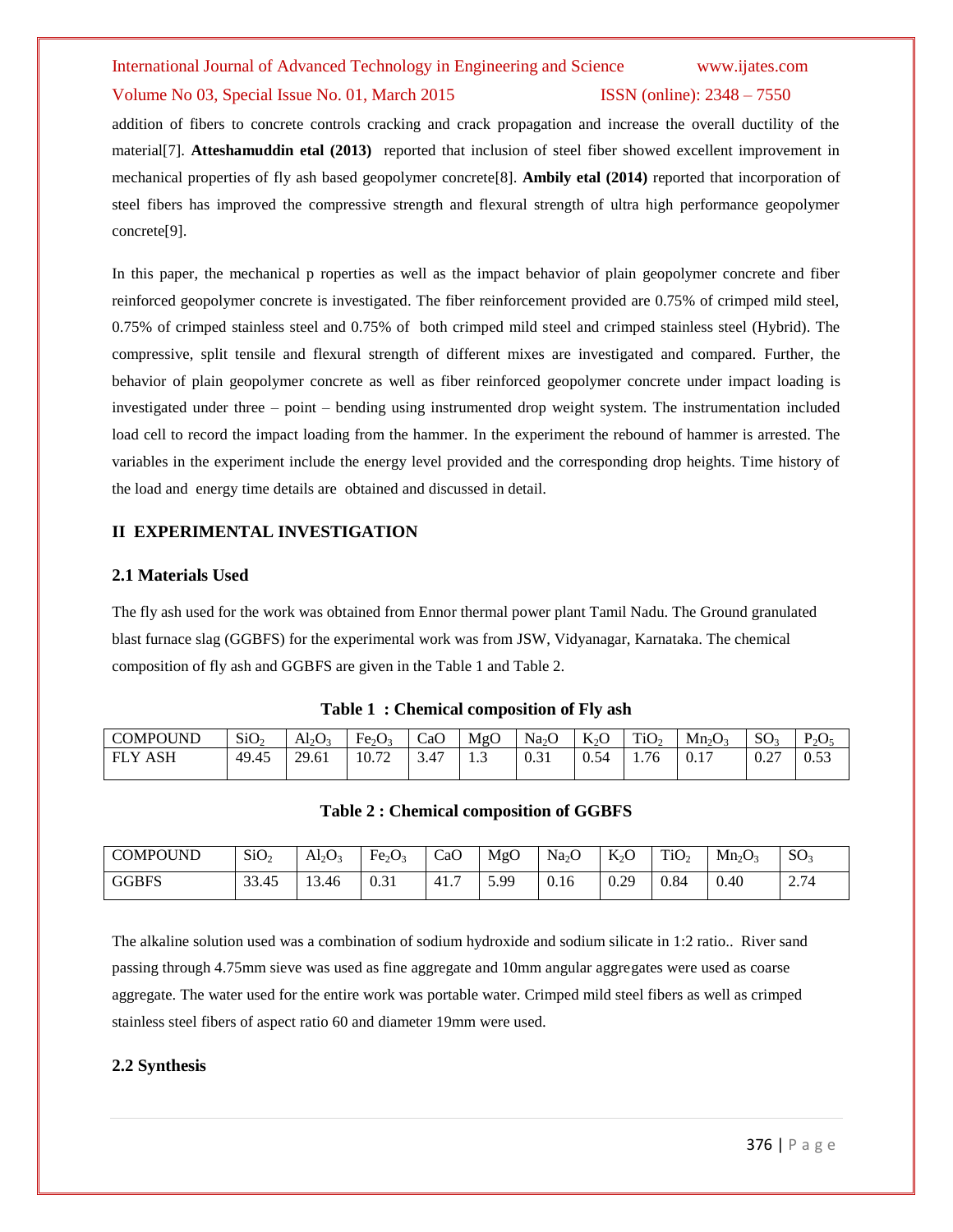addition of fibers to concrete controls cracking and crack propagation and increase the overall ductility of the material[7]. **Atteshamuddin etal (2013)** reported that inclusion of steel fiber showed excellent improvement in mechanical properties of fly ash based geopolymer concrete[8]. **Ambily etal (2014)** reported that incorporation of steel fibers has improved the compressive strength and flexural strength of ultra high performance geopolymer concrete[9].

In this paper, the mechanical p roperties as well as the impact behavior of plain geopolymer concrete and fiber reinforced geopolymer concrete is investigated. The fiber reinforcement provided are 0.75% of crimped mild steel, 0.75% of crimped stainless steel and 0.75% of both crimped mild steel and crimped stainless steel (Hybrid). The compressive, split tensile and flexural strength of different mixes are investigated and compared. Further, the behavior of plain geopolymer concrete as well as fiber reinforced geopolymer concrete under impact loading is investigated under three – point – bending using instrumented drop weight system. The instrumentation included load cell to record the impact loading from the hammer. In the experiment the rebound of hammer is arrested. The variables in the experiment include the energy level provided and the corresponding drop heights. Time history of the load and energy time details are obtained and discussed in detail.

## II EXPERIMENTAL INVESTIGATION

### 2.1 Materials Used

The fly ash used for the work was obtained from Ennor thermal power plant Tamil Nadu. The Ground granulated blast furnace slag (GGBFS) for the experimental work was from JSW, Vidyanagar, Karnataka. The chemical composition of fly ash and GGBFS are given in the Table 1 and Table 2.

**Table 1 : Chemical composition of Fly ash**

| COMPOUND | $SiO_2$ | $Al_2O_3$ | $Fe_2O_3$ | CaO | MgO | $Na_2O$ | $K_2O$ | $TiO_2$ | $Mn_2O_3$ | $SO_3$ | $P_2O_5$ |
|---|---|---|---|---|---|---|---|---|---|---|---|
| FLY ASH | 49.45 | 29.61 | 10.72 | 3.47 | 1.3 | 0.31 | 0.54 | 1.76 | 0.17 | 0.27 | 0.53 |

**Table 2 : Chemical composition of GGBFS**

| COMPOUND | $SiO_2$ | $Al_2O_3$ | $Fe_2O_3$ | CaO | MgO | $Na_2O$ | $K_2O$ | $TiO_2$ | $Mn_2O_3$ | $SO_3$ |
|---|---|---|---|---|---|---|---|---|---|---|
| GGBFS | 33.45 | 13.46 | 0.31 | 41.7 | 5.99 | 0.16 | 0.29 | 0.84 | 0.40 | 2.74 |

The alkaline solution used was a combination of sodium hydroxide and sodium silicate in 1:2 ratio.. River sand passing through 4.75mm sieve was used as fine aggregate and 10mm angular aggregates were used as coarse aggregate. The water used for the entire work was portable water. Crimped mild steel fibers as well as crimped stainless steel fibers of aspect ratio 60 and diameter 19mm were used.

### 2.2 Synthesis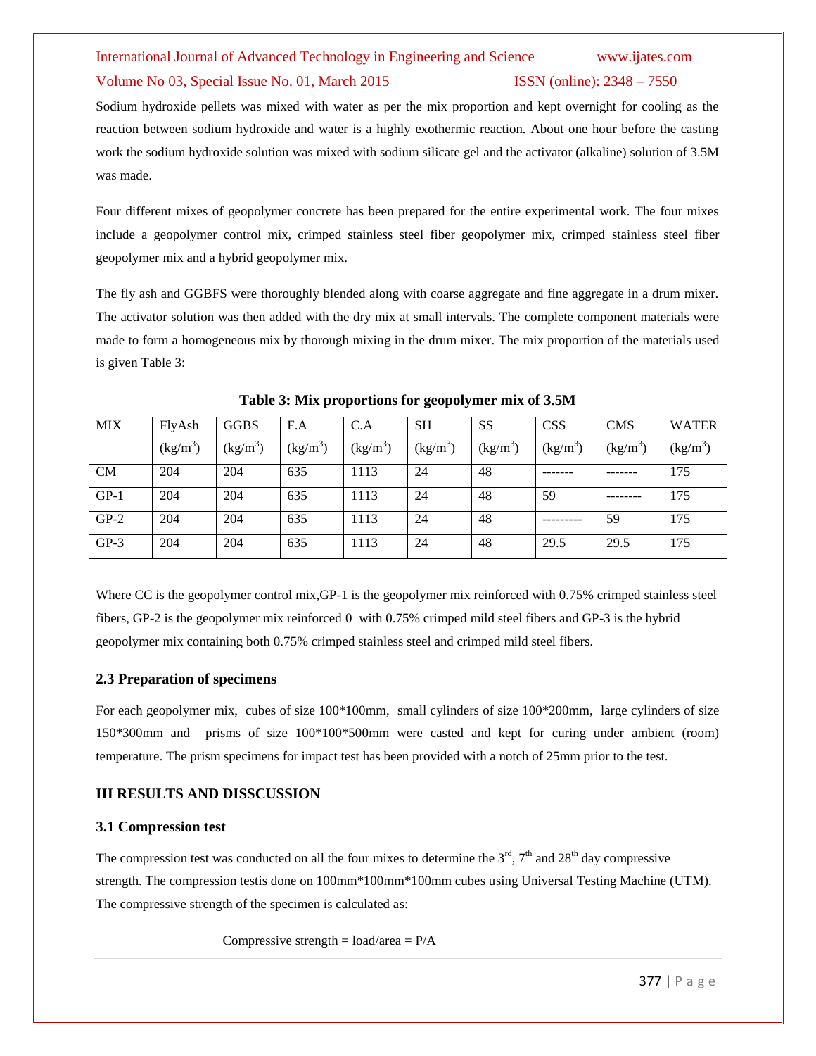Sodium hydroxide pellets was mixed with water as per the mix proportion and kept overnight for cooling as the reaction between sodium hydroxide and water is a highly exothermic reaction. About one hour before the casting work the sodium hydroxide solution was mixed with sodium silicate gel and the activator (alkaline) solution of 3.5M was made.

Four different mixes of geopolymer concrete has been prepared for the entire experimental work. The four mixes include a geopolymer control mix, crimped stainless steel fiber geopolymer mix, crimped stainless steel fiber geopolymer mix and a hybrid geopolymer mix.

The fly ash and GGBFS were thoroughly blended along with coarse aggregate and fine aggregate in a drum mixer. The activator solution was then added with the dry mix at small intervals. The complete component materials were made to form a homogeneous mix by thorough mixing in the drum mixer. The mix proportion of the materials used is given Table 3:

**Table 3: Mix proportions for geopolymer mix of 3.5M**

| MIX | FlyAsh ($kg/m^3$) | GGBS ($kg/m^3$) | F.A ($kg/m^3$) | C.A ($kg/m^3$) | SH ($kg/m^3$) | SS ($kg/m^3$) | CSS ($kg/m^3$) | CMS ($kg/m^3$) | WATER ($kg/m^3$) |
|---|---|---|---|---|---|---|---|---|---|
| CM | 204 | 204 | 635 | 1113 | 24 | 48 | ------- | ------- | 175 |
| GP-1 | 204 | 204 | 635 | 1113 | 24 | 48 | 59 | -------- | 175 |
| GP-2 | 204 | 204 | 635 | 1113 | 24 | 48 | --------- | 59 | 175 |
| GP-3 | 204 | 204 | 635 | 1113 | 24 | 48 | 29.5 | 29.5 | 175 |

Where CC is the geopolymer control mix,GP-1 is the geopolymer mix reinforced with 0.75% crimped stainless steel fibers, GP-2 is the geopolymer mix reinforced 0 with 0.75% crimped mild steel fibers and GP-3 is the hybrid geopolymer mix containing both 0.75% crimped stainless steel and crimped mild steel fibers.

### 2.3 Preparation of specimens

For each geopolymer mix, cubes of size 100*100mm, small cylinders of size 100*200mm, large cylinders of size 150*300mm and prisms of size 100*100*500mm were casted and kept for curing under ambient (room) temperature. The prism specimens for impact test has been provided with a notch of 25mm prior to the test.

## III RESULTS AND DISSCUSSION

### 3.1 Compression test

The compression test was conducted on all the four mixes to determine the 3rd, 7th and 28th day compressive strength. The compression testis done on 100mm*100mm*100mm cubes using Universal Testing Machine (UTM). The compressive strength of the specimen is calculated as:

$$\text{Compressive strength} = \text{load/area} = P/A$$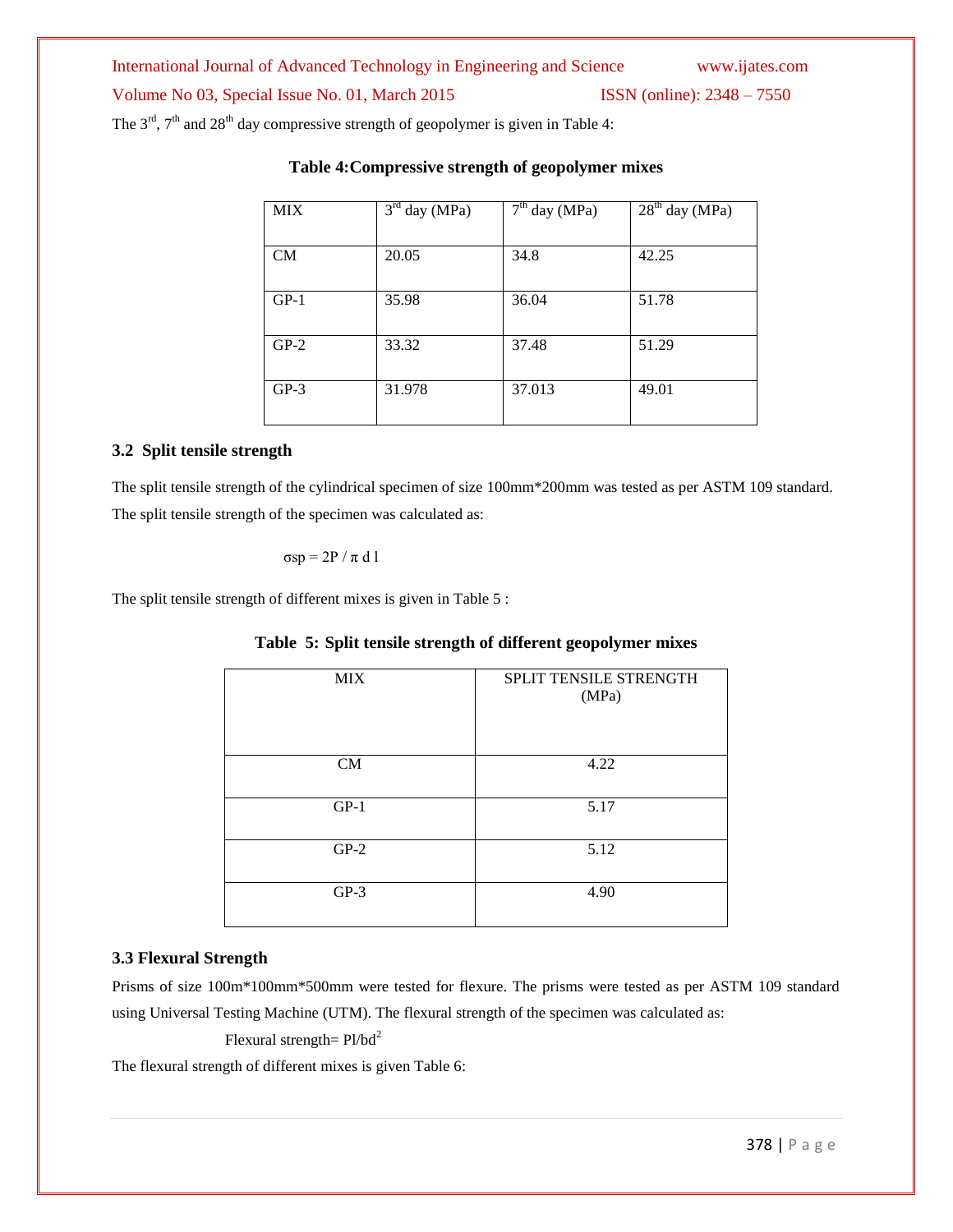The 3rd, 7th and 28th day compressive strength of geopolymer is given in Table 4:

**Table 4:Compressive strength of geopolymer mixes**

| MIX | 3rd day (MPa) | 7th day (MPa) | 28th day (MPa) |
|---|---|---|---|
| CM | 20.05 | 34.8 | 42.25 |
| GP-1 | 35.98 | 36.04 | 51.78 |
| GP-2 | 33.32 | 37.48 | 51.29 |
| GP-3 | 31.978 | 37.013 | 49.01 |

### 3.2 Split tensile strength

The split tensile strength of the cylindrical specimen of size 100mm*200mm was tested as per ASTM 109 standard. The split tensile strength of the specimen was calculated as:

$$\sigma sp = 2P / \pi d l$$

The split tensile strength of different mixes is given in Table 5 :

**Table 5: Split tensile strength of different geopolymer mixes**

| MIX | SPLIT TENSILE STRENGTH (MPa) |
|---|---|
| CM | 4.22 |
| GP-1 | 5.17 |
| GP-2 | 5.12 |
| GP-3 | 4.90 |

### 3.3 Flexural Strength

Prisms of size 100m*100mm*500mm were tested for flexure. The prisms were tested as per ASTM 109 standard using Universal Testing Machine (UTM). The flexural strength of the specimen was calculated as:

$$\text{Flexural strength} = Pl/bd^2$$

The flexural strength of different mixes is given Table 6: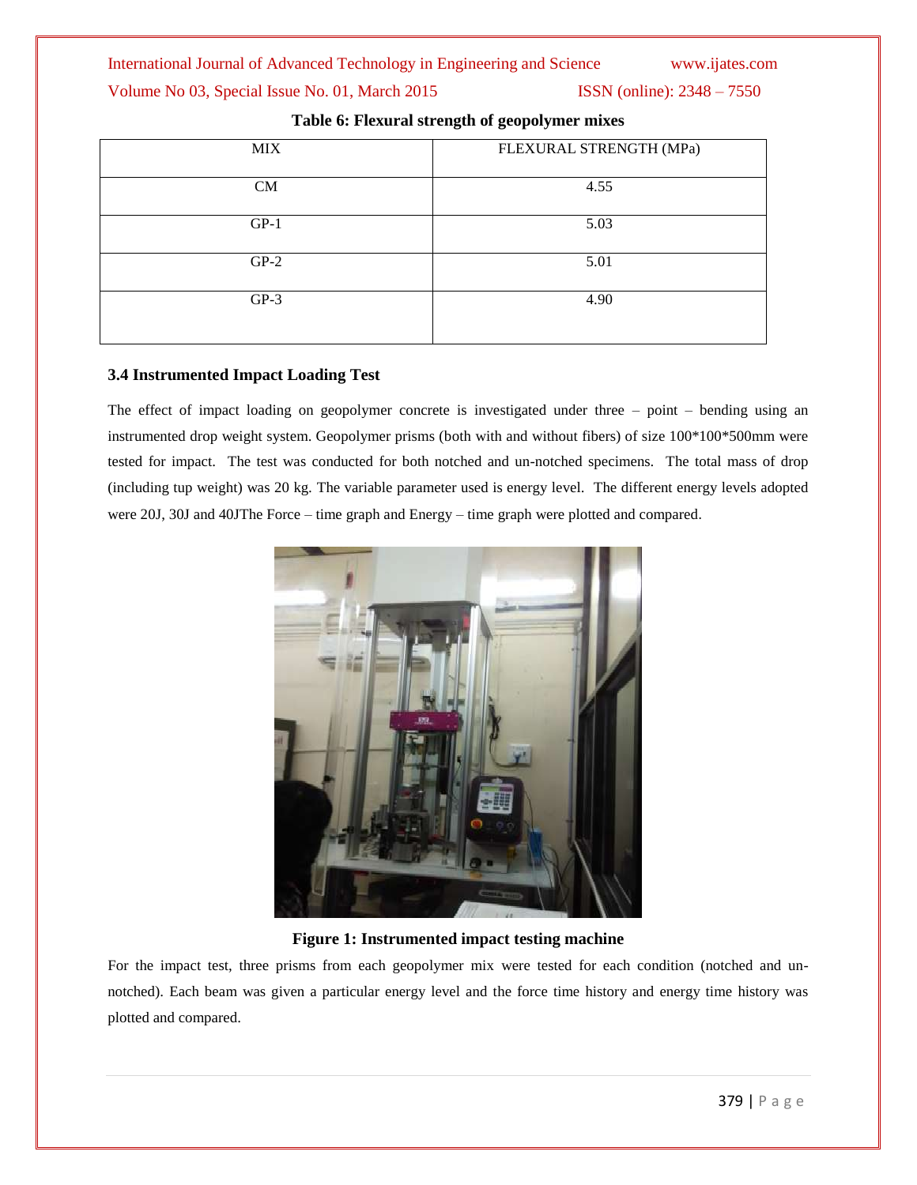**Table 6: Flexural strength of geopolymer mixes**

| MIX | FLEXURAL STRENGTH (MPa) |
| --- | --- |
| CM | 4.55 |
| GP-1 | 5.03 |
| GP-2 | 5.01 |
| GP-3 | 4.90 |

### 3.4 Instrumented Impact Loading Test

The effect of impact loading on geopolymer concrete is investigated under three – point – bending using an instrumented drop weight system. Geopolymer prisms (both with and without fibers) of size 100*100*500mm were tested for impact. The test was conducted for both notched and un-notched specimens. The total mass of drop (including tup weight) was 20 kg. The variable parameter used is energy level. The different energy levels adopted were 20J, 30J and 40JThe Force – time graph and Energy – time graph were plotted and compared.

**Figure 1: Instrumented impact testing machine**

For the impact test, three prisms from each geopolymer mix were tested for each condition (notched and un-notched). Each beam was given a particular energy level and the force time history and energy time history was plotted and compared.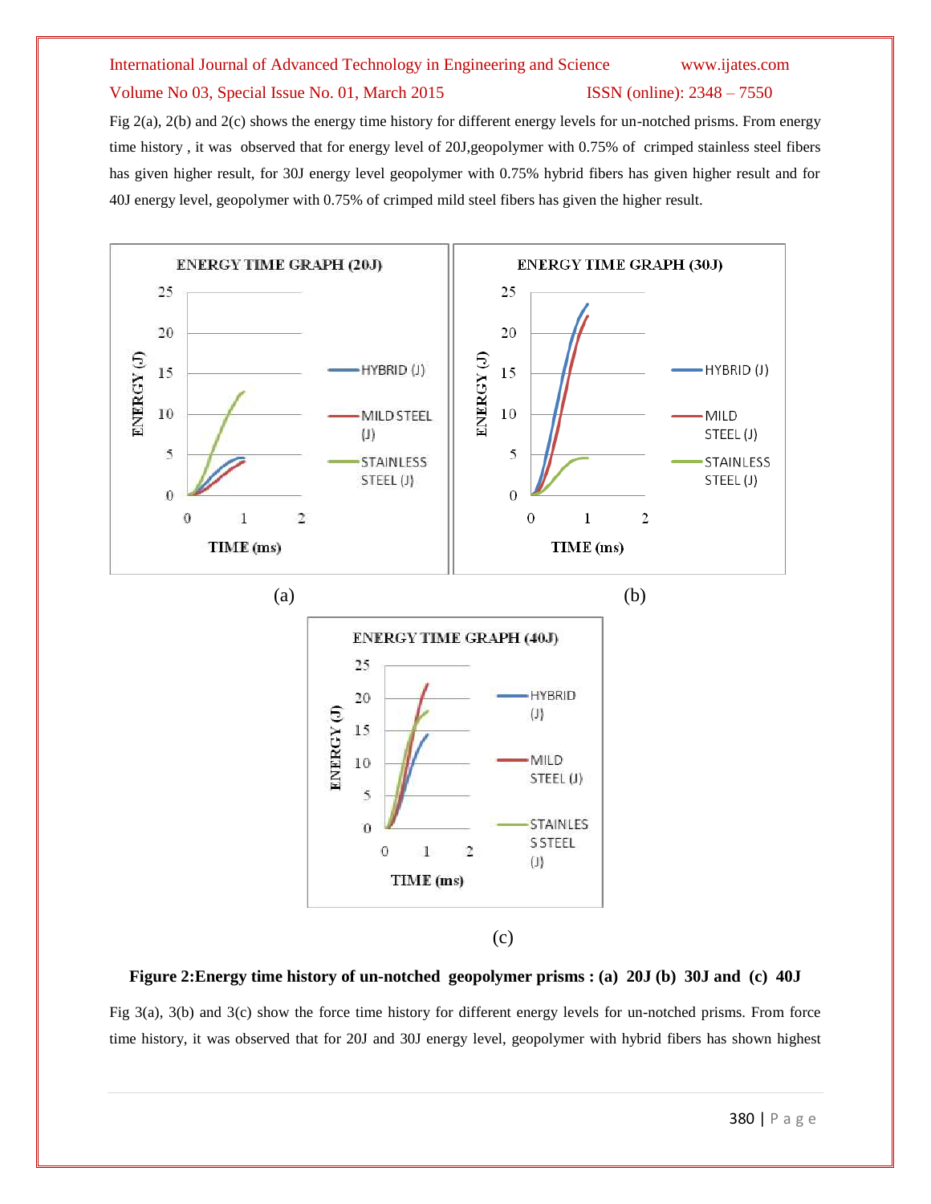Fig 2(a), 2(b) and 2(c) shows the energy time history for different energy levels for un-notched prisms. From energy time history , it was observed that for energy level of 20J,geopolymer with 0.75% of crimped stainless steel fibers has given higher result, for 30J energy level geopolymer with 0.75% hybrid fibers has given higher result and for 40J energy level, geopolymer with 0.75% of crimped mild steel fibers has given the higher result.

(a) (b)

(c)

**Figure 2:Energy time history of un-notched geopolymer prisms : (a) 20J (b) 30J and (c) 40J**

Fig 3(a), 3(b) and 3(c) show the force time history for different energy levels for un-notched prisms. From force time history, it was observed that for 20J and 30J energy level, geopolymer with hybrid fibers has shown highest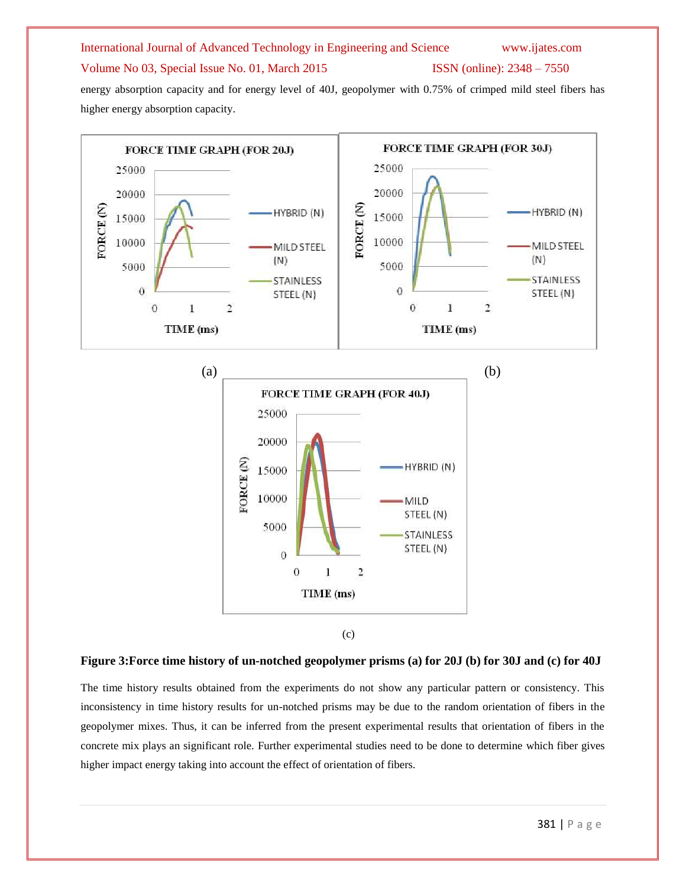energy absorption capacity and for energy level of 40J, geopolymer with 0.75% of crimped mild steel fibers has higher energy absorption capacity.

(a) (b)

(c)

**Figure 3:Force time history of un-notched geopolymer prisms (a) for 20J (b) for 30J and (c) for 40J**

The time history results obtained from the experiments do not show any particular pattern or consistency. This inconsistency in time history results for un-notched prisms may be due to the random orientation of fibers in the geopolymer mixes. Thus, it can be inferred from the present experimental results that orientation of fibers in the concrete mix plays an significant role. Further experimental studies need to be done to determine which fiber gives higher impact energy taking into account the effect of orientation of fibers.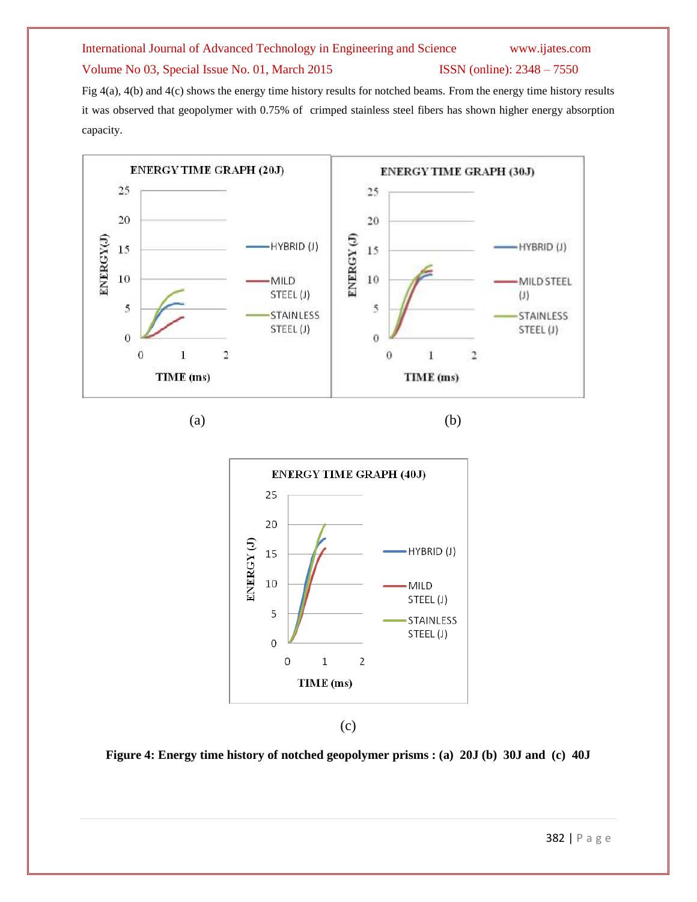Fig 4(a), 4(b) and 4(c) shows the energy time history results for notched beams. From the energy time history results it was observed that geopolymer with 0.75% of crimped stainless steel fibers has shown higher energy absorption capacity.

(a)

(b)

(c)

**Figure 4: Energy time history of notched geopolymer prisms : (a) 20J (b) 30J and (c) 40J**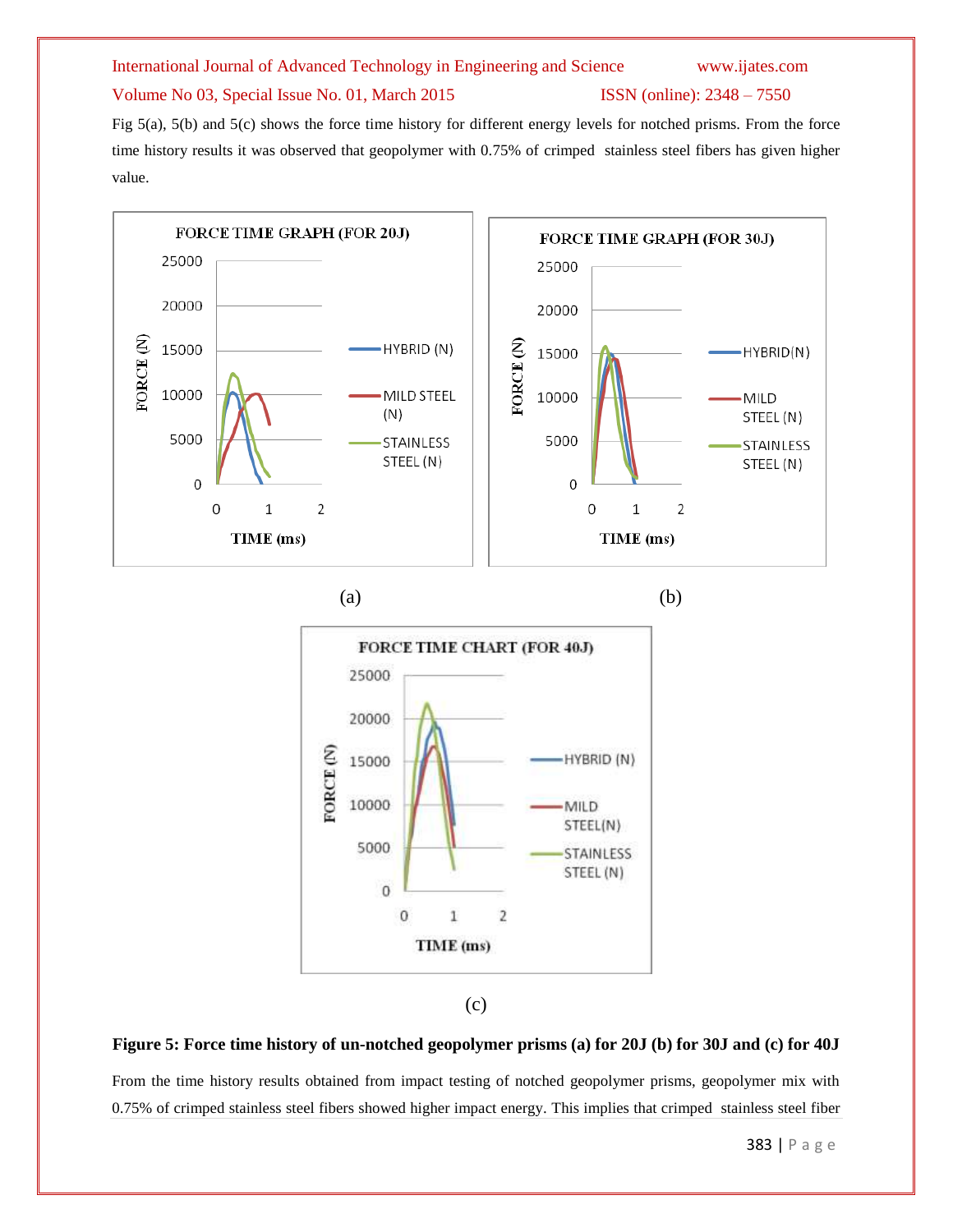Fig 5(a), 5(b) and 5(c) shows the force time history for different energy levels for notched prisms. From the force time history results it was observed that geopolymer with 0.75% of crimped stainless steel fibers has given higher value.

(a) (b)

(c)

**Figure 5: Force time history of un-notched geopolymer prisms (a) for 20J (b) for 30J and (c) for 40J**

From the time history results obtained from impact testing of notched geopolymer prisms, geopolymer mix with 0.75% of crimped stainless steel fibers showed higher impact energy. This implies that crimped stainless steel fiber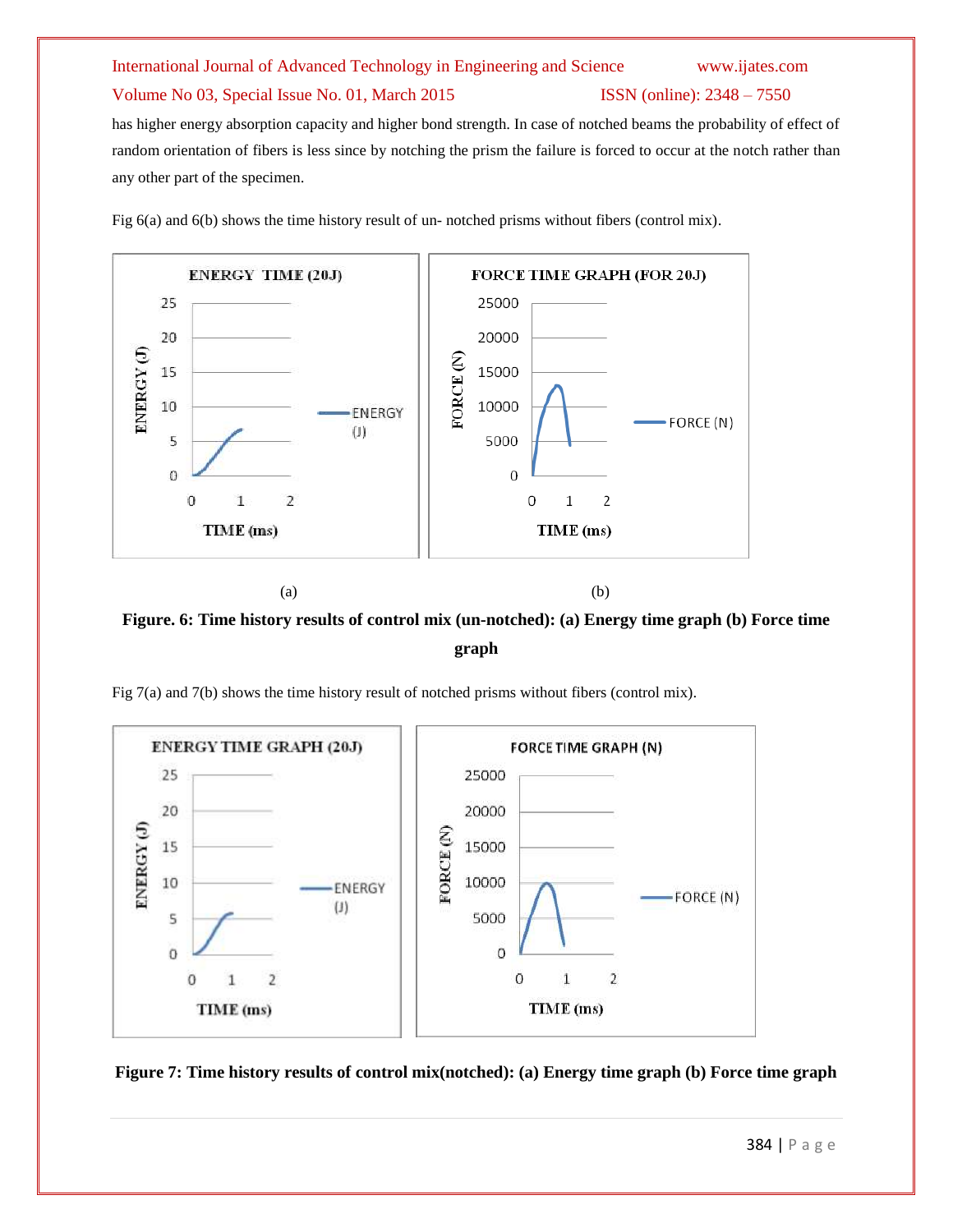has higher energy absorption capacity and higher bond strength. In case of notched beams the probability of effect of random orientation of fibers is less since by notching the prism the failure is forced to occur at the notch rather than any other part of the specimen.

Fig 6(a) and 6(b) shows the time history result of un- notched prisms without fibers (control mix).

(a) (b)

**Figure. 6: Time history results of control mix (un-notched): (a) Energy time graph (b) Force time graph**

Fig 7(a) and 7(b) shows the time history result of notched prisms without fibers (control mix).

**Figure 7: Time history results of control mix(notched): (a) Energy time graph (b) Force time graph**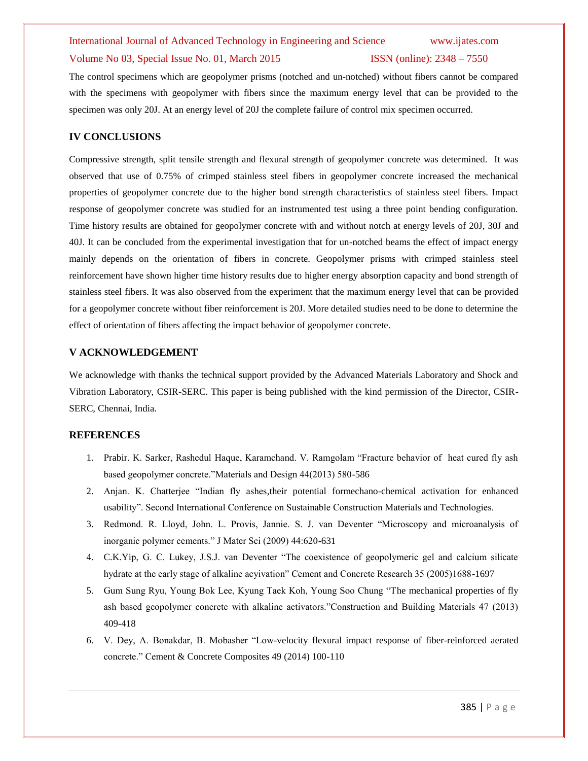The control specimens which are geopolymer prisms (notched and un-notched) without fibers cannot be compared with the specimens with geopolymer with fibers since the maximum energy level that can be provided to the specimen was only 20J. At an energy level of 20J the complete failure of control mix specimen occurred.

## IV CONCLUSIONS

Compressive strength, split tensile strength and flexural strength of geopolymer concrete was determined. It was observed that use of 0.75% of crimped stainless steel fibers in geopolymer concrete increased the mechanical properties of geopolymer concrete due to the higher bond strength characteristics of stainless steel fibers. Impact response of geopolymer concrete was studied for an instrumented test using a three point bending configuration. Time history results are obtained for geopolymer concrete with and without notch at energy levels of 20J, 30J and 40J. It can be concluded from the experimental investigation that for un-notched beams the effect of impact energy mainly depends on the orientation of fibers in concrete. Geopolymer prisms with crimped stainless steel reinforcement have shown higher time history results due to higher energy absorption capacity and bond strength of stainless steel fibers. It was also observed from the experiment that the maximum energy level that can be provided for a geopolymer concrete without fiber reinforcement is 20J. More detailed studies need to be done to determine the effect of orientation of fibers affecting the impact behavior of geopolymer concrete.

## V ACKNOWLEDGEMENT

We acknowledge with thanks the technical support provided by the Advanced Materials Laboratory and Shock and Vibration Laboratory, CSIR-SERC. This paper is being published with the kind permission of the Director, CSIR-SERC, Chennai, India.

## REFERENCES

1. Prabir. K. Sarker, Rashedul Haque, Karamchand. V. Ramgolam "Fracture behavior of heat cured fly ash based geopolymer concrete."Materials and Design 44(2013) 580-586
2. Anjan. K. Chatterjee "Indian fly ashes,their potential formechano-chemical activation for enhanced usability". Second International Conference on Sustainable Construction Materials and Technologies.
3. Redmond. R. Lloyd, John. L. Provis, Jannie. S. J. van Deventer "Microscopy and microanalysis of inorganic polymer cements." J Mater Sci (2009) 44:620-631
4. C.K.Yip, G. C. Lukey, J.S.J. van Deventer "The coexistence of geopolymeric gel and calcium silicate hydrate at the early stage of alkaline acyivation" Cement and Concrete Research 35 (2005)1688-1697
5. Gum Sung Ryu, Young Bok Lee, Kyung Taek Koh, Young Soo Chung "The mechanical properties of fly ash based geopolymer concrete with alkaline activators."Construction and Building Materials 47 (2013) 409-418
6. V. Dey, A. Bonakdar, B. Mobasher "Low-velocity flexural impact response of fiber-reinforced aerated concrete." Cement & Concrete Composites 49 (2014) 100-110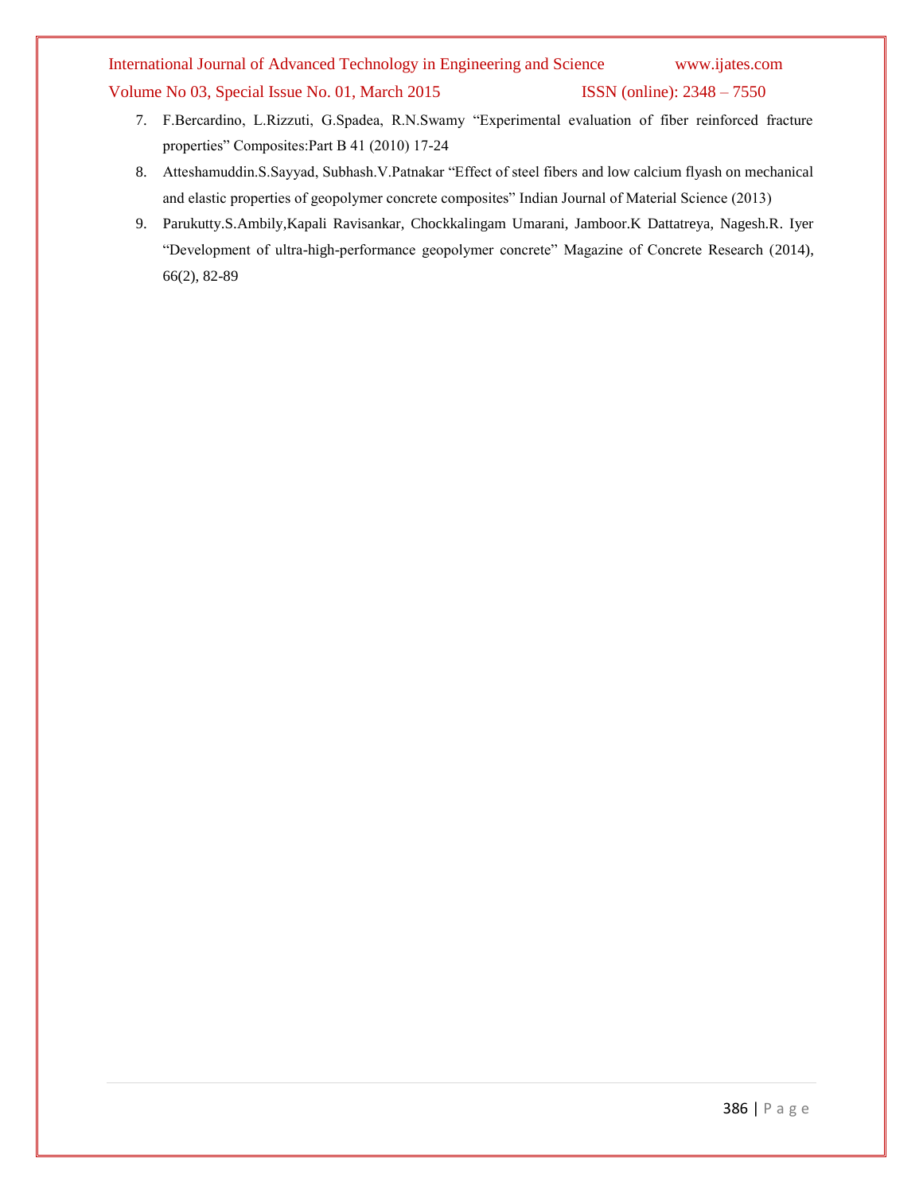7. F.Bercardino, L.Rizzuti, G.Spadea, R.N.Swamy "Experimental evaluation of fiber reinforced fracture properties" Composites:Part B 41 (2010) 17-24
8. Atteshamuddin.S.Sayyad, Subhash.V.Patnakar "Effect of steel fibers and low calcium flyash on mechanical and elastic properties of geopolymer concrete composites" Indian Journal of Material Science (2013)
9. Parukutty.S.Ambily,Kapali Ravisankar, Chockkalingam Umarani, Jamboor.K Dattatreya, Nagesh.R. Iyer "Development of ultra-high-performance geopolymer concrete" Magazine of Concrete Research (2014), 66(2), 82-89